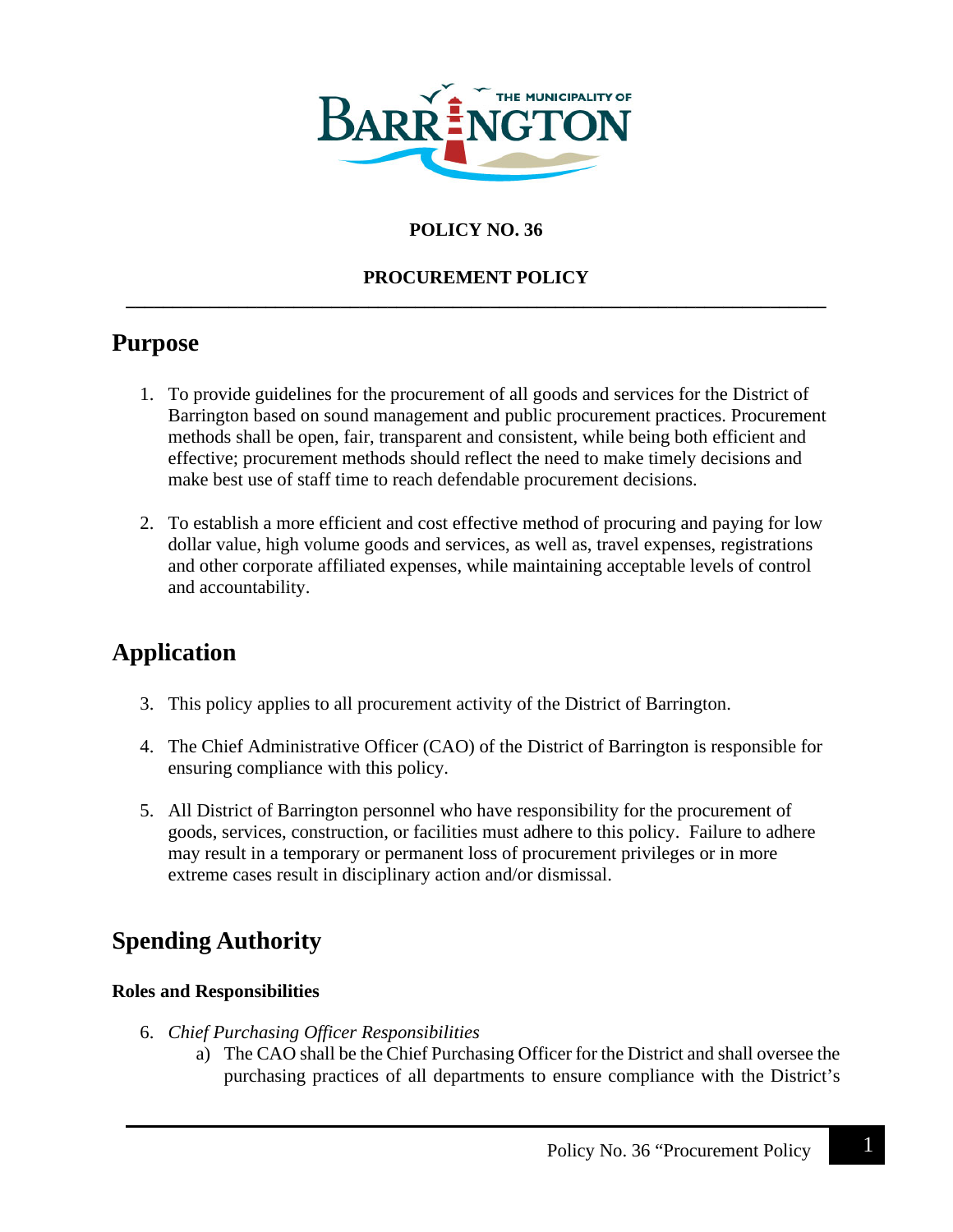**POLICY NO. 36**

**PROCUREMENT POLICY**

---

# Purpose

1. To provide guidelines for the procurement of all goods and services for the District of Barrington based on sound management and public procurement practices. Procurement methods shall be open, fair, transparent and consistent, while being both efficient and effective; procurement methods should reflect the need to make timely decisions and make best use of staff time to reach defendable procurement decisions.

2. To establish a more efficient and cost effective method of procuring and paying for low dollar value, high volume goods and services, as well as, travel expenses, registrations and other corporate affiliated expenses, while maintaining acceptable levels of control and accountability.

# Application

3. This policy applies to all procurement activity of the District of Barrington.

4. The Chief Administrative Officer (CAO) of the District of Barrington is responsible for ensuring compliance with this policy.

5. All District of Barrington personnel who have responsibility for the procurement of goods, services, construction, or facilities must adhere to this policy. Failure to adhere may result in a temporary or permanent loss of procurement privileges or in more extreme cases result in disciplinary action and/or dismissal.

# Spending Authority

### Roles and Responsibilities

6. *Chief Purchasing Officer Responsibilities*
   a) The CAO shall be the Chief Purchasing Officer for the District and shall oversee the purchasing practices of all departments to ensure compliance with the District's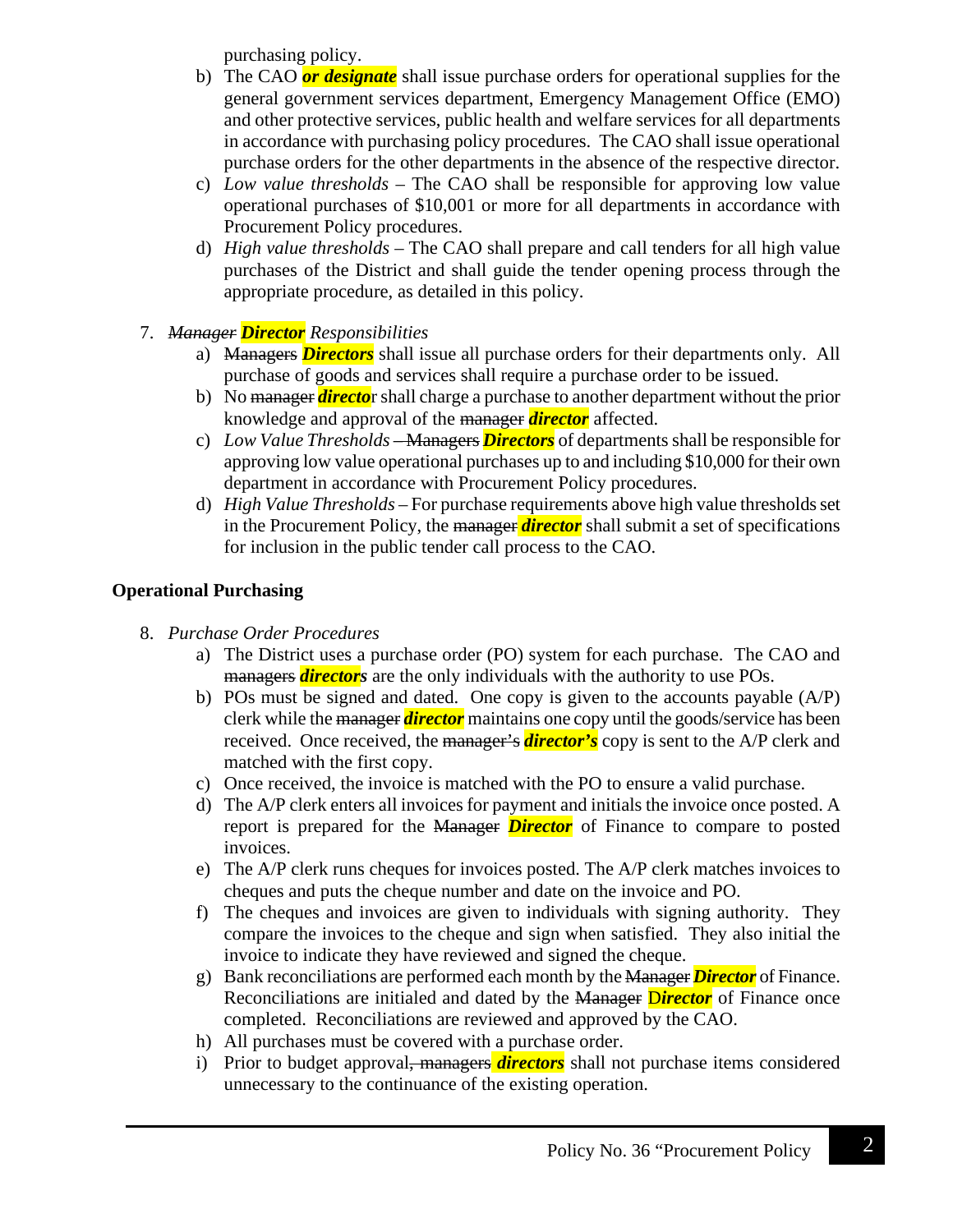purchasing policy.

b) The CAO ***or designate*** shall issue purchase orders for operational supplies for the general government services department, Emergency Management Office (EMO) and other protective services, public health and welfare services for all departments in accordance with purchasing policy procedures. The CAO shall issue operational purchase orders for the other departments in the absence of the respective director.

c) *Low value thresholds* – The CAO shall be responsible for approving low value operational purchases of $10,001 or more for all departments in accordance with Procurement Policy procedures.

d) *High value thresholds* – The CAO shall prepare and call tenders for all high value purchases of the District and shall guide the tender opening process through the appropriate procedure, as detailed in this policy.

7. *~~Manager~~* ***Director*** *Responsibilities*

   a) ~~Managers~~ ***Directors*** shall issue all purchase orders for their departments only. All purchase of goods and services shall require a purchase order to be issued.

   b) No ~~manager~~ ***directo***r shall charge a purchase to another department without the prior knowledge and approval of the ~~manager~~ ***director*** affected.

   c) *Low Value Thresholds* ~~– Managers~~ ***Directors*** of departments shall be responsible for approving low value operational purchases up to and including $10,000 for their own department in accordance with Procurement Policy procedures.

   d) *High Value Thresholds* – For purchase requirements above high value thresholds set in the Procurement Policy, the ~~manager~~ ***director*** shall submit a set of specifications for inclusion in the public tender call process to the CAO.

**Operational Purchasing**

8. *Purchase Order Procedures*

   a) The District uses a purchase order (PO) system for each purchase. The CAO and ~~managers~~ ***directors*** are the only individuals with the authority to use POs.

   b) POs must be signed and dated. One copy is given to the accounts payable (A/P) clerk while the ~~manager~~ ***director*** maintains one copy until the goods/service has been received. Once received, the ~~manager's~~ ***director's*** copy is sent to the A/P clerk and matched with the first copy.

   c) Once received, the invoice is matched with the PO to ensure a valid purchase.

   d) The A/P clerk enters all invoices for payment and initials the invoice once posted. A report is prepared for the ~~Manager~~ ***Director*** of Finance to compare to posted invoices.

   e) The A/P clerk runs cheques for invoices posted. The A/P clerk matches invoices to cheques and puts the cheque number and date on the invoice and PO.

   f) The cheques and invoices are given to individuals with signing authority. They compare the invoices to the cheque and sign when satisfied. They also initial the invoice to indicate they have reviewed and signed the cheque.

   g) Bank reconciliations are performed each month by the ~~Manager~~ ***Director*** of Finance. Reconciliations are initialed and dated by the ~~Manager~~ ***Director*** of Finance once completed. Reconciliations are reviewed and approved by the CAO.

   h) All purchases must be covered with a purchase order.

   i) Prior to budget approval~~, managers~~ ***directors*** shall not purchase items considered unnecessary to the continuance of the existing operation.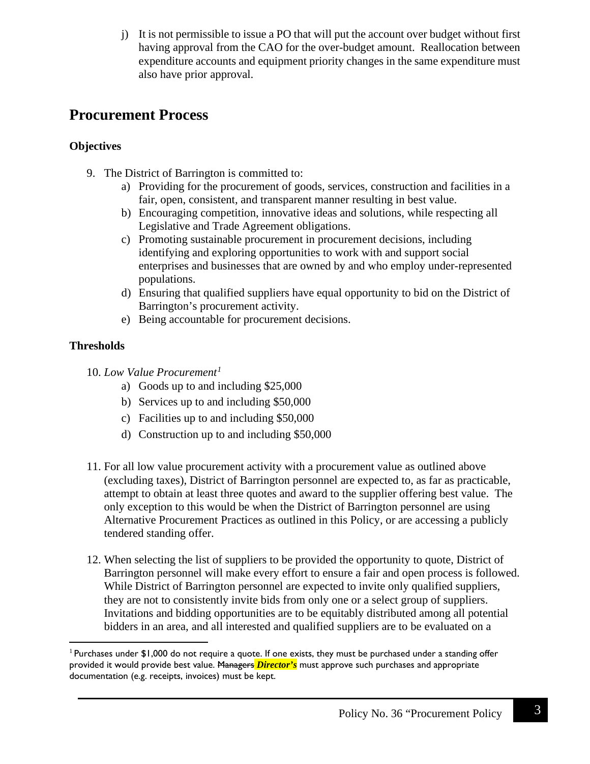j) It is not permissible to issue a PO that will put the account over budget without first having approval from the CAO for the over-budget amount. Reallocation between expenditure accounts and equipment priority changes in the same expenditure must also have prior approval.

## Procurement Process

### Objectives

9. The District of Barrington is committed to:
    a) Providing for the procurement of goods, services, construction and facilities in a fair, open, consistent, and transparent manner resulting in best value.
    b) Encouraging competition, innovative ideas and solutions, while respecting all Legislative and Trade Agreement obligations.
    c) Promoting sustainable procurement in procurement decisions, including identifying and exploring opportunities to work with and support social enterprises and businesses that are owned by and who employ under-represented populations.
    d) Ensuring that qualified suppliers have equal opportunity to bid on the District of Barrington's procurement activity.
    e) Being accountable for procurement decisions.

### Thresholds

10. *Low Value Procurement*[1]
    a) Goods up to and including $25,000
    b) Services up to and including $50,000
    c) Facilities up to and including $50,000
    d) Construction up to and including $50,000

11. For all low value procurement activity with a procurement value as outlined above (excluding taxes), District of Barrington personnel are expected to, as far as practicable, attempt to obtain at least three quotes and award to the supplier offering best value. The only exception to this would be when the District of Barrington personnel are using Alternative Procurement Practices as outlined in this Policy, or are accessing a publicly tendered standing offer.

12. When selecting the list of suppliers to be provided the opportunity to quote, District of Barrington personnel will make every effort to ensure a fair and open process is followed. While District of Barrington personnel are expected to invite only qualified suppliers, they are not to consistently invite bids from only one or a select group of suppliers. Invitations and bidding opportunities are to be equitably distributed among all potential bidders in an area, and all interested and qualified suppliers are to be evaluated on a

---

[1] Purchases under $1,000 do not require a quote. If one exists, they must be purchased under a standing offer provided it would provide best value. ~~Managers~~ ***Director's*** must approve such purchases and appropriate documentation (e.g. receipts, invoices) must be kept.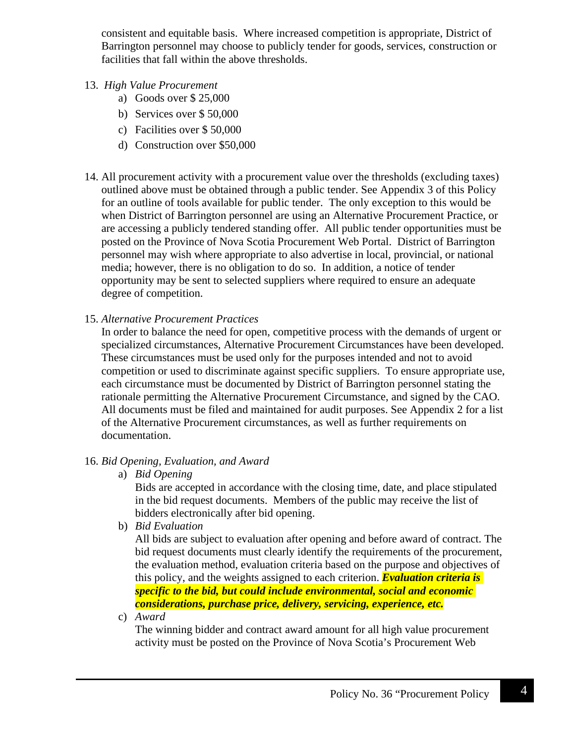consistent and equitable basis. Where increased competition is appropriate, District of Barrington personnel may choose to publicly tender for goods, services, construction or facilities that fall within the above thresholds.

13. *High Value Procurement*
    a) Goods over $ 25,000
    b) Services over $ 50,000
    c) Facilities over $ 50,000
    d) Construction over $50,000

14. All procurement activity with a procurement value over the thresholds (excluding taxes) outlined above must be obtained through a public tender. See Appendix 3 of this Policy for an outline of tools available for public tender. The only exception to this would be when District of Barrington personnel are using an Alternative Procurement Practice, or are accessing a publicly tendered standing offer. All public tender opportunities must be posted on the Province of Nova Scotia Procurement Web Portal. District of Barrington personnel may wish where appropriate to also advertise in local, provincial, or national media; however, there is no obligation to do so. In addition, a notice of tender opportunity may be sent to selected suppliers where required to ensure an adequate degree of competition.

15. *Alternative Procurement Practices*
    In order to balance the need for open, competitive process with the demands of urgent or specialized circumstances, Alternative Procurement Circumstances have been developed. These circumstances must be used only for the purposes intended and not to avoid competition or used to discriminate against specific suppliers. To ensure appropriate use, each circumstance must be documented by District of Barrington personnel stating the rationale permitting the Alternative Procurement Circumstance, and signed by the CAO. All documents must be filed and maintained for audit purposes. See Appendix 2 for a list of the Alternative Procurement circumstances, as well as further requirements on documentation.

16. *Bid Opening, Evaluation, and Award*
    a) *Bid Opening*
       Bids are accepted in accordance with the closing time, date, and place stipulated in the bid request documents. Members of the public may receive the list of bidders electronically after bid opening.
    b) *Bid Evaluation*
       All bids are subject to evaluation after opening and before award of contract. The bid request documents must clearly identify the requirements of the procurement, the evaluation method, evaluation criteria based on the purpose and objectives of this policy, and the weights assigned to each criterion. ***Evaluation criteria is specific to the bid, but could include environmental, social and economic considerations, purchase price, delivery, servicing, experience, etc.***
    c) *Award*
       The winning bidder and contract award amount for all high value procurement activity must be posted on the Province of Nova Scotia's Procurement Web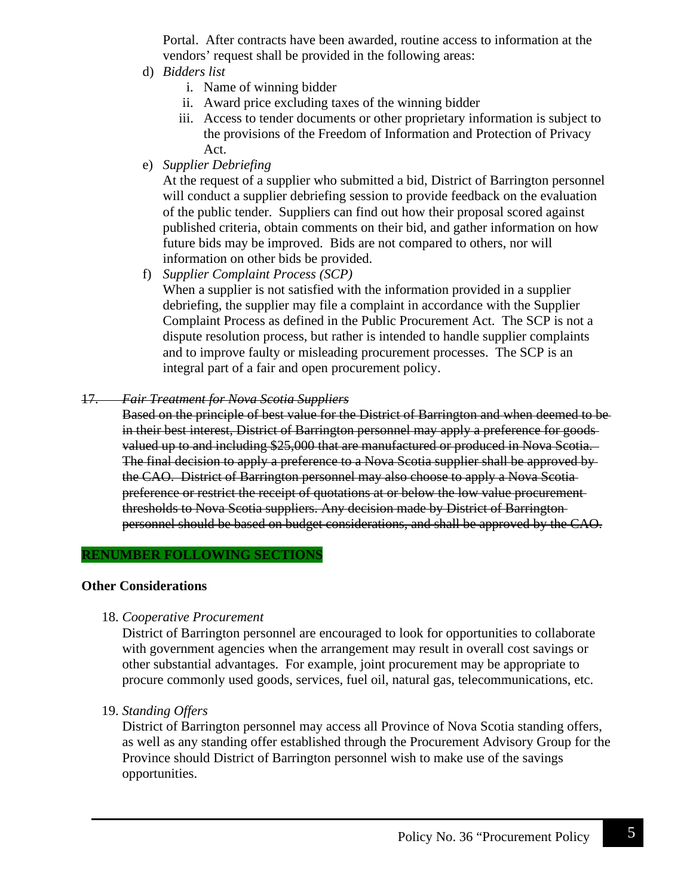Portal. After contracts have been awarded, routine access to information at the vendors' request shall be provided in the following areas:

d) *Bidders list*
   i. Name of winning bidder
   ii. Award price excluding taxes of the winning bidder
   iii. Access to tender documents or other proprietary information is subject to the provisions of the Freedom of Information and Protection of Privacy Act.

e) *Supplier Debriefing*
   At the request of a supplier who submitted a bid, District of Barrington personnel will conduct a supplier debriefing session to provide feedback on the evaluation of the public tender. Suppliers can find out how their proposal scored against published criteria, obtain comments on their bid, and gather information on how future bids may be improved. Bids are not compared to others, nor will information on other bids be provided.

f) *Supplier Complaint Process (SCP)*
   When a supplier is not satisfied with the information provided in a supplier debriefing, the supplier may file a complaint in accordance with the Supplier Complaint Process as defined in the Public Procurement Act. The SCP is not a dispute resolution process, but rather is intended to handle supplier complaints and to improve faulty or misleading procurement processes. The SCP is an integral part of a fair and open procurement policy.

~~17. *Fair Treatment for Nova Scotia Suppliers*~~
~~Based on the principle of best value for the District of Barrington and when deemed to be in their best interest, District of Barrington personnel may apply a preference for goods valued up to and including $25,000 that are manufactured or produced in Nova Scotia. The final decision to apply a preference to a Nova Scotia supplier shall be approved by the CAO. District of Barrington personnel may also choose to apply a Nova Scotia preference or restrict the receipt of quotations at or below the low value procurement thresholds to Nova Scotia suppliers. Any decision made by District of Barrington personnel should be based on budget considerations, and shall be approved by the CAO.~~

**RENUMBER FOLLOWING SECTIONS**

**Other Considerations**

18. *Cooperative Procurement*
    District of Barrington personnel are encouraged to look for opportunities to collaborate with government agencies when the arrangement may result in overall cost savings or other substantial advantages. For example, joint procurement may be appropriate to procure commonly used goods, services, fuel oil, natural gas, telecommunications, etc.

19. *Standing Offers*
    District of Barrington personnel may access all Province of Nova Scotia standing offers, as well as any standing offer established through the Procurement Advisory Group for the Province should District of Barrington personnel wish to make use of the savings opportunities.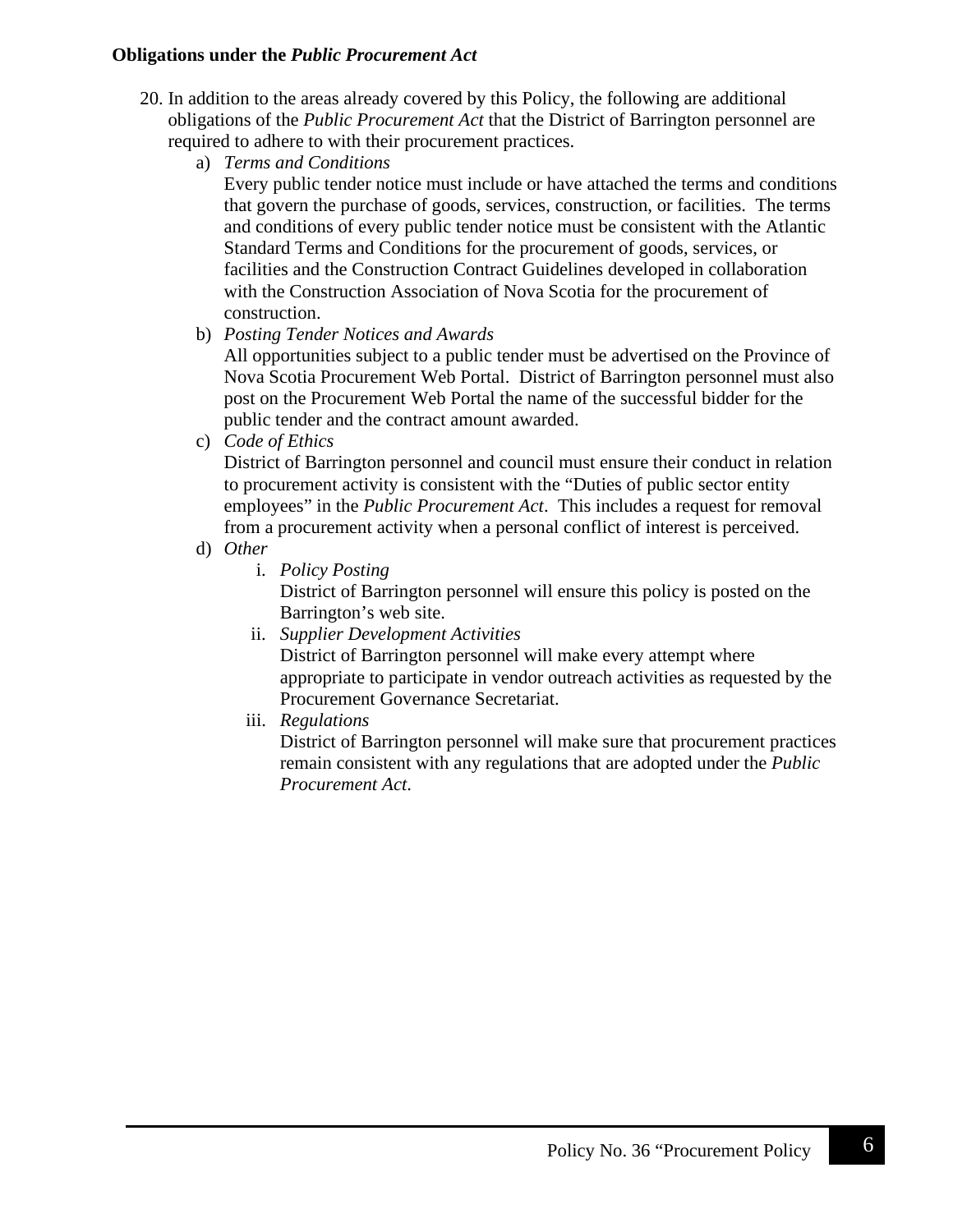**Obligations under the *Public Procurement Act***

20. In addition to the areas already covered by this Policy, the following are additional obligations of the *Public Procurement Act* that the District of Barrington personnel are required to adhere to with their procurement practices.

    a) *Terms and Conditions*
       Every public tender notice must include or have attached the terms and conditions that govern the purchase of goods, services, construction, or facilities. The terms and conditions of every public tender notice must be consistent with the Atlantic Standard Terms and Conditions for the procurement of goods, services, or facilities and the Construction Contract Guidelines developed in collaboration with the Construction Association of Nova Scotia for the procurement of construction.

    b) *Posting Tender Notices and Awards*
       All opportunities subject to a public tender must be advertised on the Province of Nova Scotia Procurement Web Portal. District of Barrington personnel must also post on the Procurement Web Portal the name of the successful bidder for the public tender and the contract amount awarded.

    c) *Code of Ethics*
       District of Barrington personnel and council must ensure their conduct in relation to procurement activity is consistent with the "Duties of public sector entity employees" in the *Public Procurement Act*. This includes a request for removal from a procurement activity when a personal conflict of interest is perceived.

    d) *Other*

       i. *Policy Posting*
          District of Barrington personnel will ensure this policy is posted on the Barrington's web site.

       ii. *Supplier Development Activities*
           District of Barrington personnel will make every attempt where appropriate to participate in vendor outreach activities as requested by the Procurement Governance Secretariat.

       iii. *Regulations*
            District of Barrington personnel will make sure that procurement practices remain consistent with any regulations that are adopted under the *Public Procurement Act*.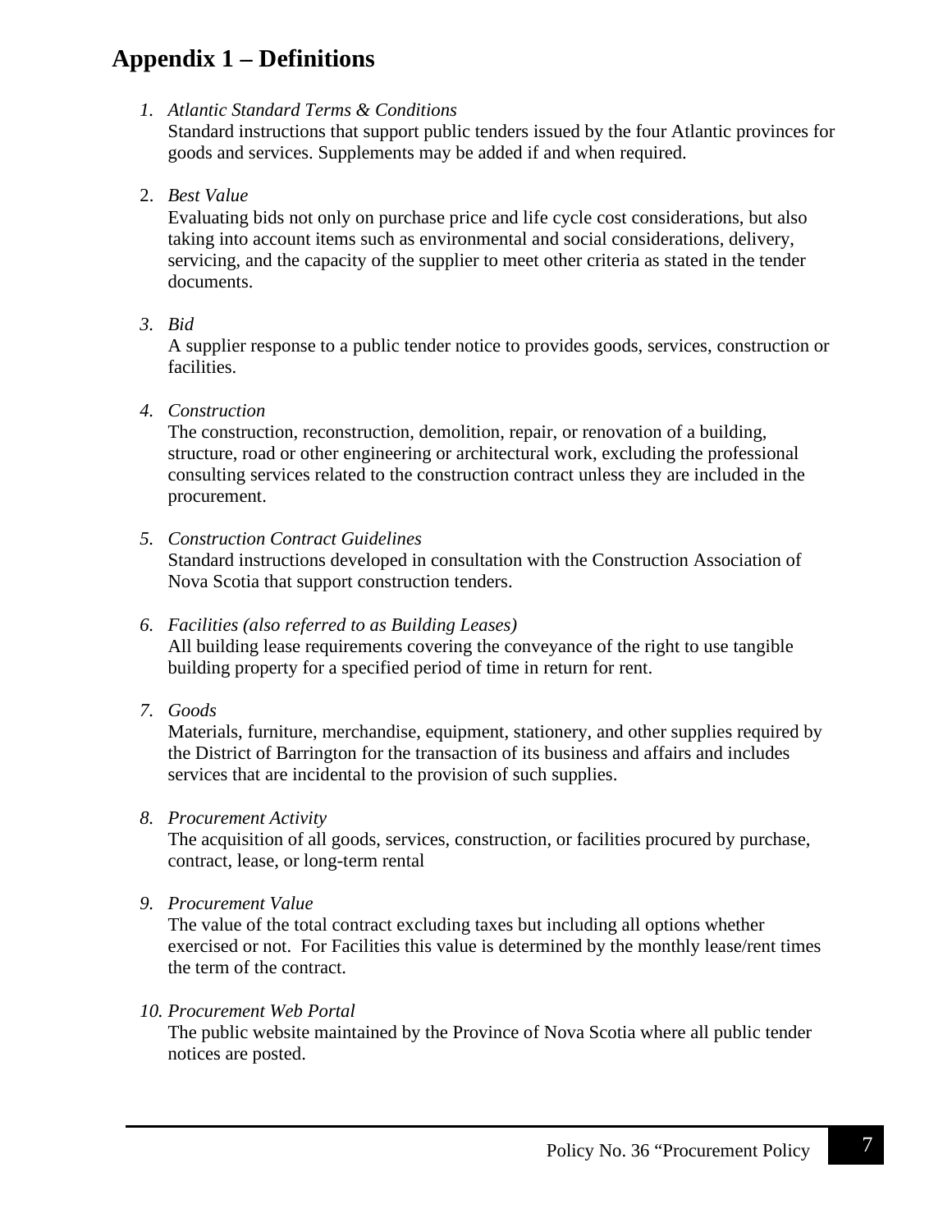# Appendix 1 – Definitions

1. *Atlantic Standard Terms & Conditions*
   Standard instructions that support public tenders issued by the four Atlantic provinces for goods and services. Supplements may be added if and when required.

2. *Best Value*
   Evaluating bids not only on purchase price and life cycle cost considerations, but also taking into account items such as environmental and social considerations, delivery, servicing, and the capacity of the supplier to meet other criteria as stated in the tender documents.

3. *Bid*
   A supplier response to a public tender notice to provides goods, services, construction or facilities.

4. *Construction*
   The construction, reconstruction, demolition, repair, or renovation of a building, structure, road or other engineering or architectural work, excluding the professional consulting services related to the construction contract unless they are included in the procurement.

5. *Construction Contract Guidelines*
   Standard instructions developed in consultation with the Construction Association of Nova Scotia that support construction tenders.

6. *Facilities (also referred to as Building Leases)*
   All building lease requirements covering the conveyance of the right to use tangible building property for a specified period of time in return for rent.

7. *Goods*
   Materials, furniture, merchandise, equipment, stationery, and other supplies required by the District of Barrington for the transaction of its business and affairs and includes services that are incidental to the provision of such supplies.

8. *Procurement Activity*
   The acquisition of all goods, services, construction, or facilities procured by purchase, contract, lease, or long-term rental

9. *Procurement Value*
   The value of the total contract excluding taxes but including all options whether exercised or not. For Facilities this value is determined by the monthly lease/rent times the term of the contract.

10. *Procurement Web Portal*
    The public website maintained by the Province of Nova Scotia where all public tender notices are posted.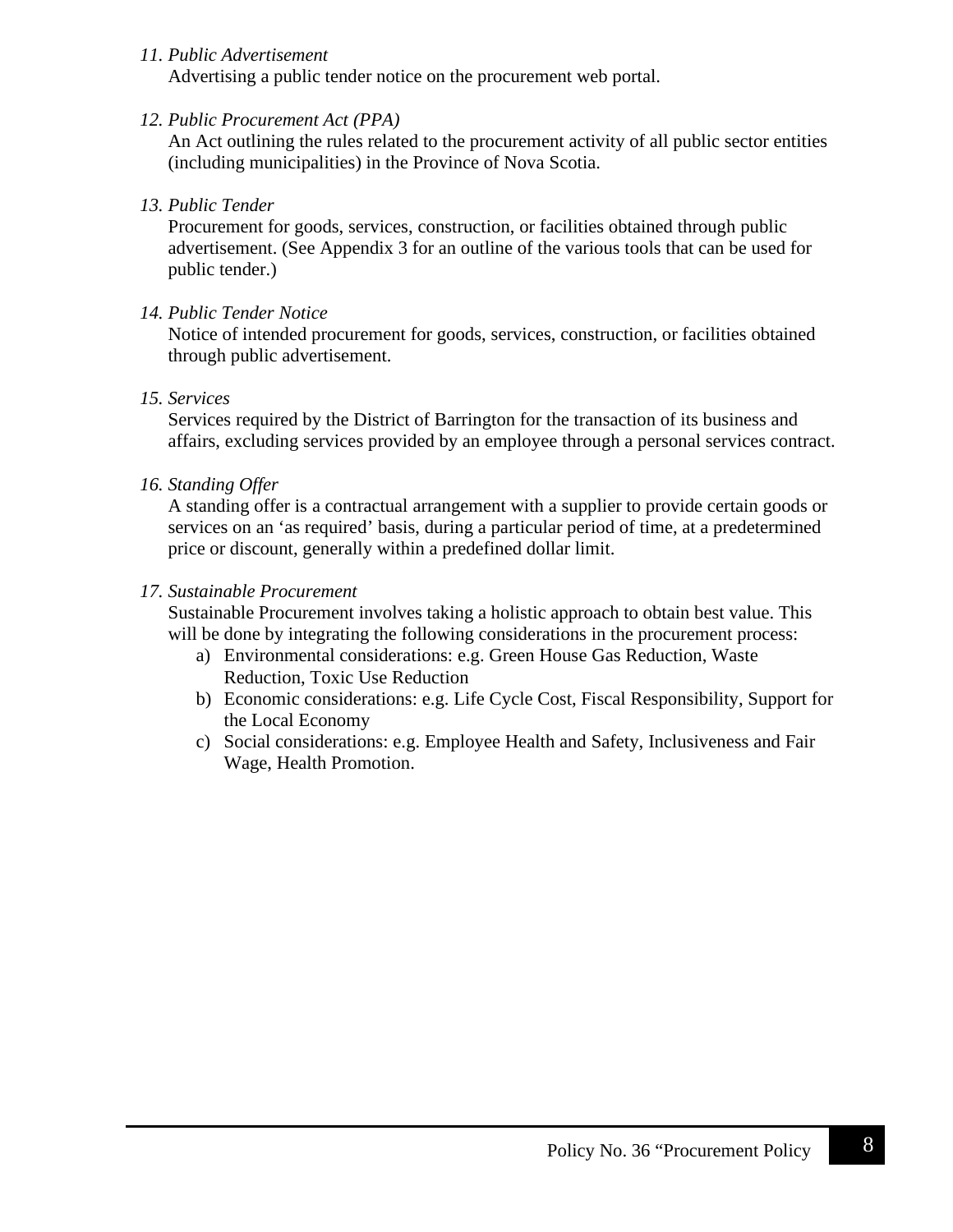11. *Public Advertisement*
    Advertising a public tender notice on the procurement web portal.

12. *Public Procurement Act (PPA)*
    An Act outlining the rules related to the procurement activity of all public sector entities (including municipalities) in the Province of Nova Scotia.

13. *Public Tender*
    Procurement for goods, services, construction, or facilities obtained through public advertisement. (See Appendix 3 for an outline of the various tools that can be used for public tender.)

14. *Public Tender Notice*
    Notice of intended procurement for goods, services, construction, or facilities obtained through public advertisement.

15. *Services*
    Services required by the District of Barrington for the transaction of its business and affairs, excluding services provided by an employee through a personal services contract.

16. *Standing Offer*
    A standing offer is a contractual arrangement with a supplier to provide certain goods or services on an 'as required' basis, during a particular period of time, at a predetermined price or discount, generally within a predefined dollar limit.

17. *Sustainable Procurement*
    Sustainable Procurement involves taking a holistic approach to obtain best value. This will be done by integrating the following considerations in the procurement process:
    a) Environmental considerations: e.g. Green House Gas Reduction, Waste Reduction, Toxic Use Reduction
    b) Economic considerations: e.g. Life Cycle Cost, Fiscal Responsibility, Support for the Local Economy
    c) Social considerations: e.g. Employee Health and Safety, Inclusiveness and Fair Wage, Health Promotion.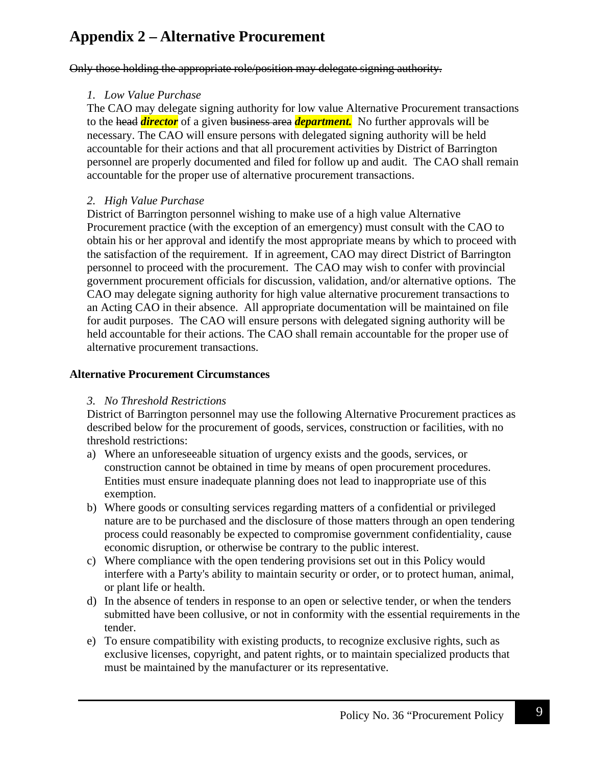# Appendix 2 – Alternative Procurement

~~Only those holding the appropriate role/position may delegate signing authority.~~

*1. Low Value Purchase*

The CAO may delegate signing authority for low value Alternative Procurement transactions to the ~~head~~ ***director*** of a given ~~business area~~ ***department.*** No further approvals will be necessary. The CAO will ensure persons with delegated signing authority will be held accountable for their actions and that all procurement activities by District of Barrington personnel are properly documented and filed for follow up and audit. The CAO shall remain accountable for the proper use of alternative procurement transactions.

*2. High Value Purchase*

District of Barrington personnel wishing to make use of a high value Alternative Procurement practice (with the exception of an emergency) must consult with the CAO to obtain his or her approval and identify the most appropriate means by which to proceed with the satisfaction of the requirement. If in agreement, CAO may direct District of Barrington personnel to proceed with the procurement. The CAO may wish to confer with provincial government procurement officials for discussion, validation, and/or alternative options. The CAO may delegate signing authority for high value alternative procurement transactions to an Acting CAO in their absence. All appropriate documentation will be maintained on file for audit purposes. The CAO will ensure persons with delegated signing authority will be held accountable for their actions. The CAO shall remain accountable for the proper use of alternative procurement transactions.

**Alternative Procurement Circumstances**

*3. No Threshold Restrictions*

District of Barrington personnel may use the following Alternative Procurement practices as described below for the procurement of goods, services, construction or facilities, with no threshold restrictions:

a) Where an unforeseeable situation of urgency exists and the goods, services, or construction cannot be obtained in time by means of open procurement procedures. Entities must ensure inadequate planning does not lead to inappropriate use of this exemption.

b) Where goods or consulting services regarding matters of a confidential or privileged nature are to be purchased and the disclosure of those matters through an open tendering process could reasonably be expected to compromise government confidentiality, cause economic disruption, or otherwise be contrary to the public interest.

c) Where compliance with the open tendering provisions set out in this Policy would interfere with a Party's ability to maintain security or order, or to protect human, animal, or plant life or health.

d) In the absence of tenders in response to an open or selective tender, or when the tenders submitted have been collusive, or not in conformity with the essential requirements in the tender.

e) To ensure compatibility with existing products, to recognize exclusive rights, such as exclusive licenses, copyright, and patent rights, or to maintain specialized products that must be maintained by the manufacturer or its representative.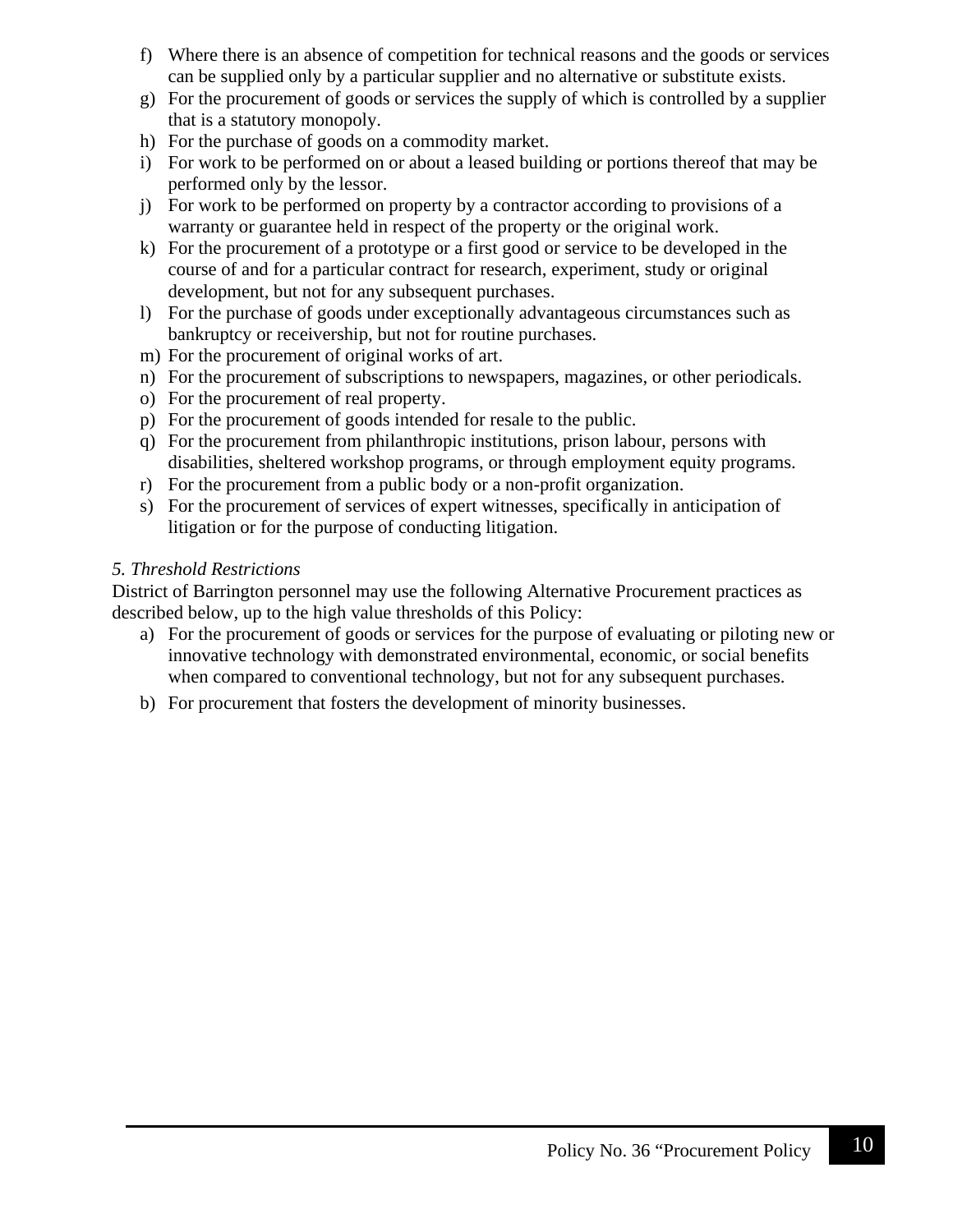f) Where there is an absence of competition for technical reasons and the goods or services can be supplied only by a particular supplier and no alternative or substitute exists.
g) For the procurement of goods or services the supply of which is controlled by a supplier that is a statutory monopoly.
h) For the purchase of goods on a commodity market.
i) For work to be performed on or about a leased building or portions thereof that may be performed only by the lessor.
j) For work to be performed on property by a contractor according to provisions of a warranty or guarantee held in respect of the property or the original work.
k) For the procurement of a prototype or a first good or service to be developed in the course of and for a particular contract for research, experiment, study or original development, but not for any subsequent purchases.
l) For the purchase of goods under exceptionally advantageous circumstances such as bankruptcy or receivership, but not for routine purchases.
m) For the procurement of original works of art.
n) For the procurement of subscriptions to newspapers, magazines, or other periodicals.
o) For the procurement of real property.
p) For the procurement of goods intended for resale to the public.
q) For the procurement from philanthropic institutions, prison labour, persons with disabilities, sheltered workshop programs, or through employment equity programs.
r) For the procurement from a public body or a non-profit organization.
s) For the procurement of services of expert witnesses, specifically in anticipation of litigation or for the purpose of conducting litigation.

*5. Threshold Restrictions*

District of Barrington personnel may use the following Alternative Procurement practices as described below, up to the high value thresholds of this Policy:

a) For the procurement of goods or services for the purpose of evaluating or piloting new or innovative technology with demonstrated environmental, economic, or social benefits when compared to conventional technology, but not for any subsequent purchases.
b) For procurement that fosters the development of minority businesses.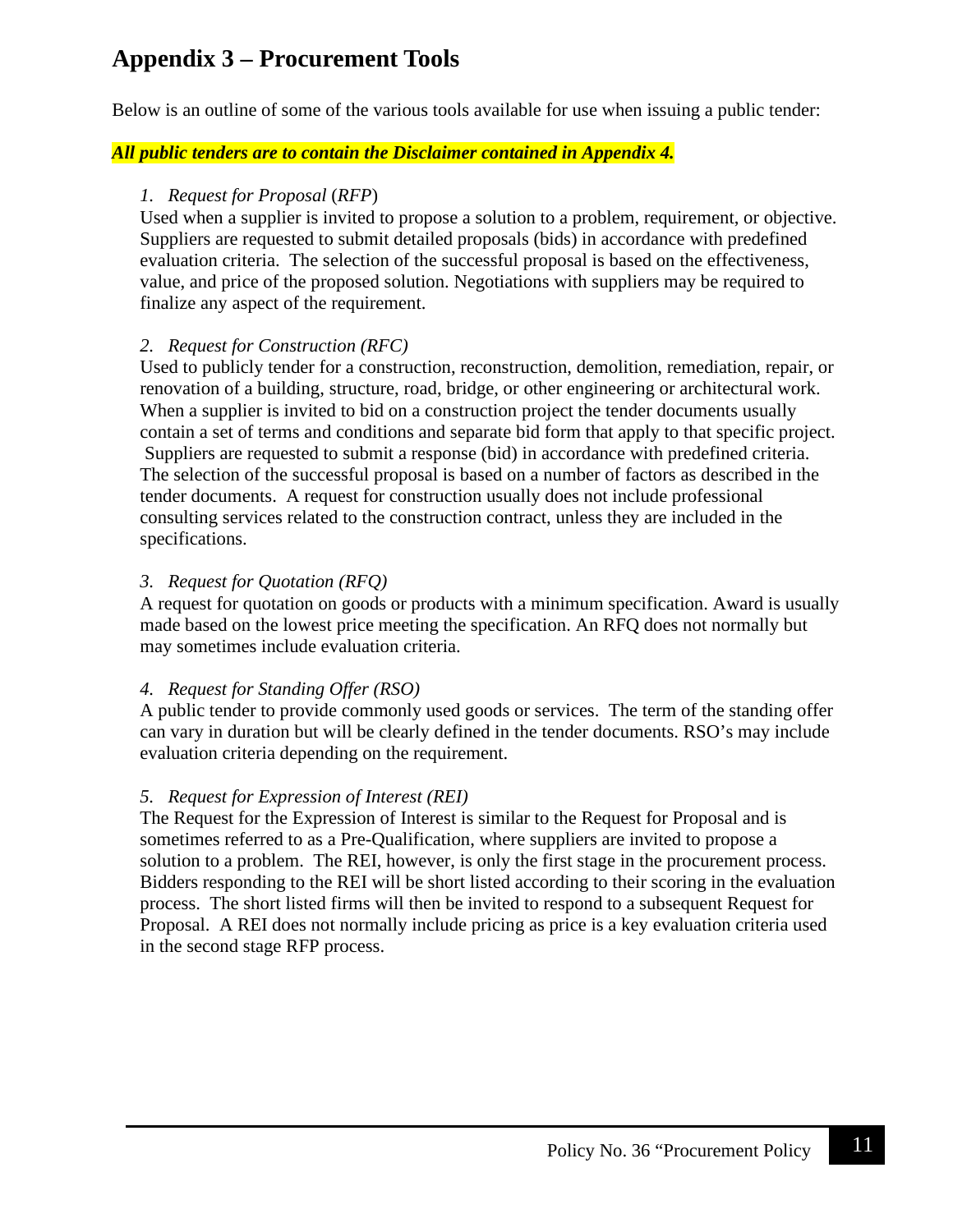# Appendix 3 – Procurement Tools

Below is an outline of some of the various tools available for use when issuing a public tender:

***All public tenders are to contain the Disclaimer contained in Appendix 4.***

1. *Request for Proposal* (*RFP*)

   Used when a supplier is invited to propose a solution to a problem, requirement, or objective. Suppliers are requested to submit detailed proposals (bids) in accordance with predefined evaluation criteria. The selection of the successful proposal is based on the effectiveness, value, and price of the proposed solution. Negotiations with suppliers may be required to finalize any aspect of the requirement.

2. *Request for Construction (RFC)*

   Used to publicly tender for a construction, reconstruction, demolition, remediation, repair, or renovation of a building, structure, road, bridge, or other engineering or architectural work. When a supplier is invited to bid on a construction project the tender documents usually contain a set of terms and conditions and separate bid form that apply to that specific project. Suppliers are requested to submit a response (bid) in accordance with predefined criteria. The selection of the successful proposal is based on a number of factors as described in the tender documents. A request for construction usually does not include professional consulting services related to the construction contract, unless they are included in the specifications.

3. *Request for Quotation (RFQ)*

   A request for quotation on goods or products with a minimum specification. Award is usually made based on the lowest price meeting the specification. An RFQ does not normally but may sometimes include evaluation criteria.

4. *Request for Standing Offer (RSO)*

   A public tender to provide commonly used goods or services. The term of the standing offer can vary in duration but will be clearly defined in the tender documents. RSO's may include evaluation criteria depending on the requirement.

5. *Request for Expression of Interest (REI)*

   The Request for the Expression of Interest is similar to the Request for Proposal and is sometimes referred to as a Pre-Qualification, where suppliers are invited to propose a solution to a problem. The REI, however, is only the first stage in the procurement process. Bidders responding to the REI will be short listed according to their scoring in the evaluation process. The short listed firms will then be invited to respond to a subsequent Request for Proposal. A REI does not normally include pricing as price is a key evaluation criteria used in the second stage RFP process.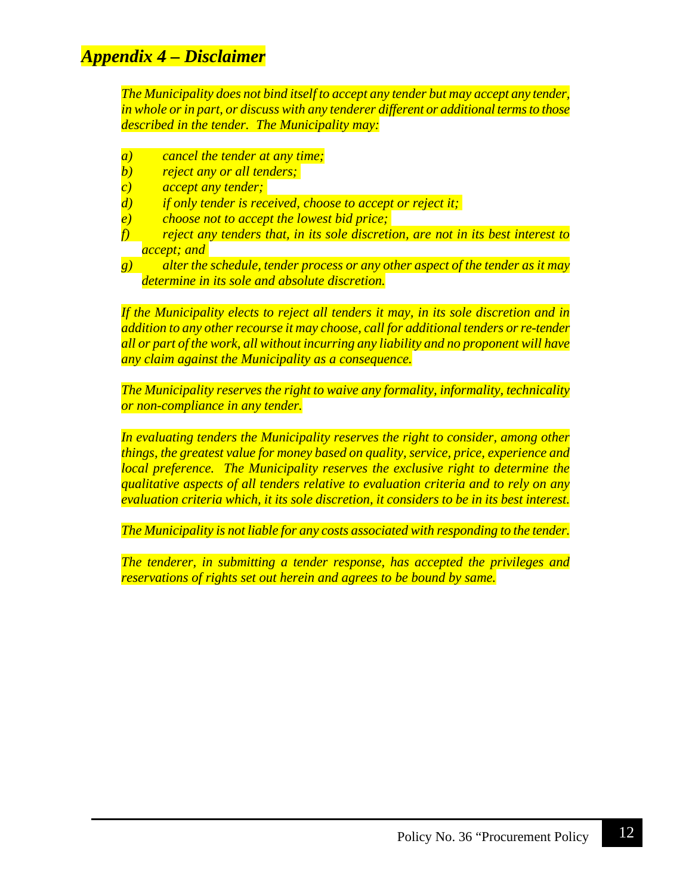## *Appendix 4 – Disclaimer*

*The Municipality does not bind itself to accept any tender but may accept any tender, in whole or in part, or discuss with any tenderer different or additional terms to those described in the tender. The Municipality may:*

*a) cancel the tender at any time;*
*b) reject any or all tenders;*
*c) accept any tender;*
*d) if only tender is received, choose to accept or reject it;*
*e) choose not to accept the lowest bid price;*
*f) reject any tenders that, in its sole discretion, are not in its best interest to accept; and*
*g) alter the schedule, tender process or any other aspect of the tender as it may determine in its sole and absolute discretion.*

*If the Municipality elects to reject all tenders it may, in its sole discretion and in addition to any other recourse it may choose, call for additional tenders or re-tender all or part of the work, all without incurring any liability and no proponent will have any claim against the Municipality as a consequence.*

*The Municipality reserves the right to waive any formality, informality, technicality or non-compliance in any tender.*

*In evaluating tenders the Municipality reserves the right to consider, among other things, the greatest value for money based on quality, service, price, experience and local preference. The Municipality reserves the exclusive right to determine the qualitative aspects of all tenders relative to evaluation criteria and to rely on any evaluation criteria which, it its sole discretion, it considers to be in its best interest.*

*The Municipality is not liable for any costs associated with responding to the tender.*

*The tenderer, in submitting a tender response, has accepted the privileges and reservations of rights set out herein and agrees to be bound by same.*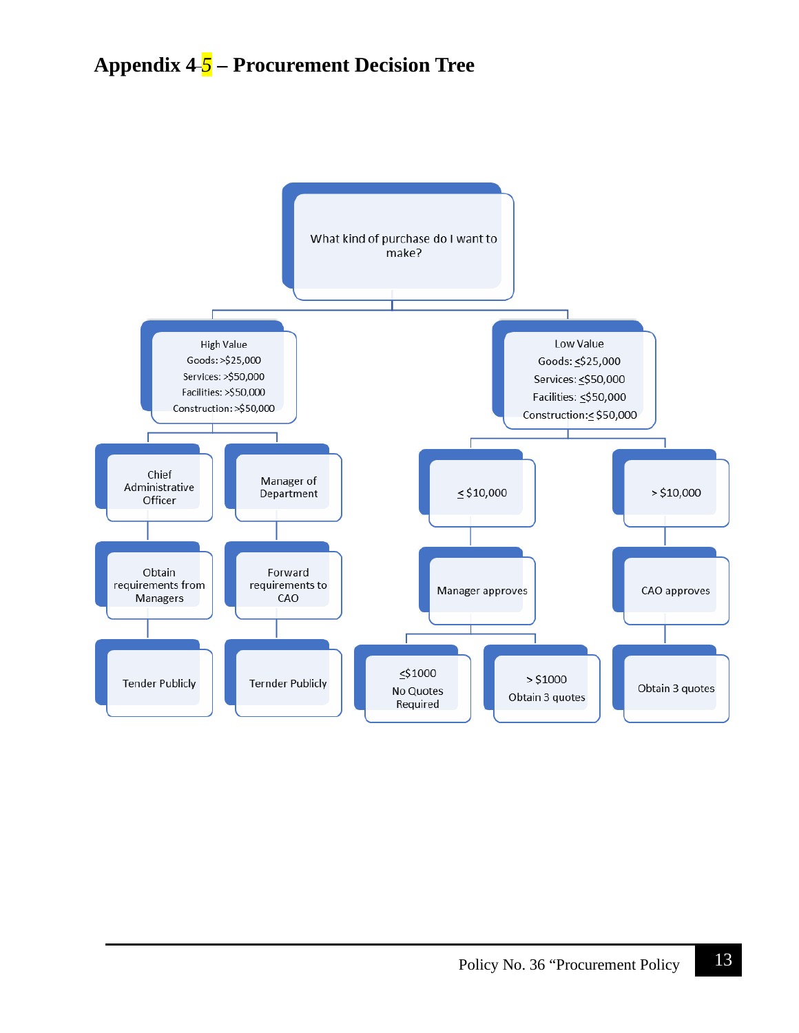# Appendix 4 5 – Procurement Decision Tree

What kind of purchase do I want to make?

High Value
Goods: >$25,000
Services: >$50,000
Facilities: >$50,000
Construction: >$50,000

Chief Administrative Officer

Obtain requirements from Managers

Tender Publicly

Manager of Department

Forward requirements to CAO

Ternder Publicly

Low Value
Goods: ≤$25,000
Services: ≤$50,000
Facilities: ≤$50,000
Construction: ≤ $50,000

≤ $10,000

Manager approves

≤$1000
No Quotes Required

> $1000
Obtain 3 quotes

> $10,000

CAO approves

Obtain 3 quotes